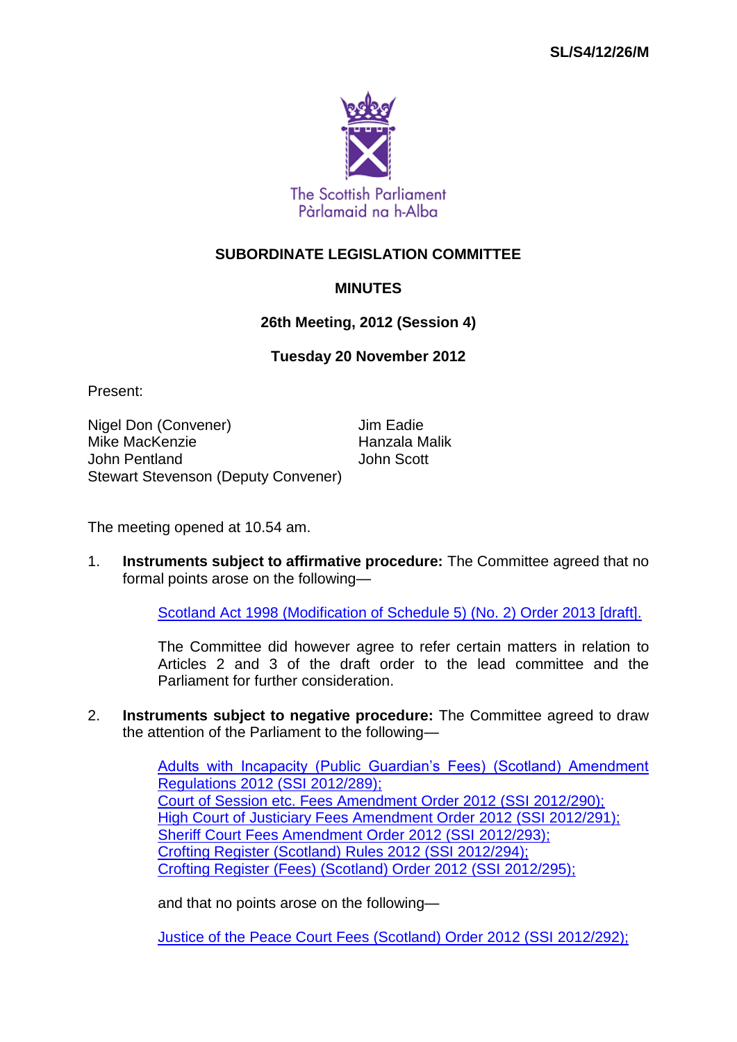SL/S4/12/26/M

The Scottish Parliament
Pàrlamaid na h-Alba

# SUBORDINATE LEGISLATION COMMITTEE

## MINUTES

### 26th Meeting, 2012 (Session 4)

### Tuesday 20 November 2012

Present:

Nigel Don (Convener)
Jim Eadie
Mike MacKenzie
Hanzala Malik
John Pentland
John Scott
Stewart Stevenson (Deputy Convener)

The meeting opened at 10.54 am.

1. **Instruments subject to affirmative procedure:** The Committee agreed that no formal points arose on the following—

    Scotland Act 1998 (Modification of Schedule 5) (No. 2) Order 2013 [draft].

    The Committee did however agree to refer certain matters in relation to Articles 2 and 3 of the draft order to the lead committee and the Parliament for further consideration.

2. **Instruments subject to negative procedure:** The Committee agreed to draw the attention of the Parliament to the following—

    Adults with Incapacity (Public Guardian's Fees) (Scotland) Amendment Regulations 2012 (SSI 2012/289);
    Court of Session etc. Fees Amendment Order 2012 (SSI 2012/290);
    High Court of Justiciary Fees Amendment Order 2012 (SSI 2012/291);
    Sheriff Court Fees Amendment Order 2012 (SSI 2012/293);
    Crofting Register (Scotland) Rules 2012 (SSI 2012/294);
    Crofting Register (Fees) (Scotland) Order 2012 (SSI 2012/295);

    and that no points arose on the following—

    Justice of the Peace Court Fees (Scotland) Order 2012 (SSI 2012/292);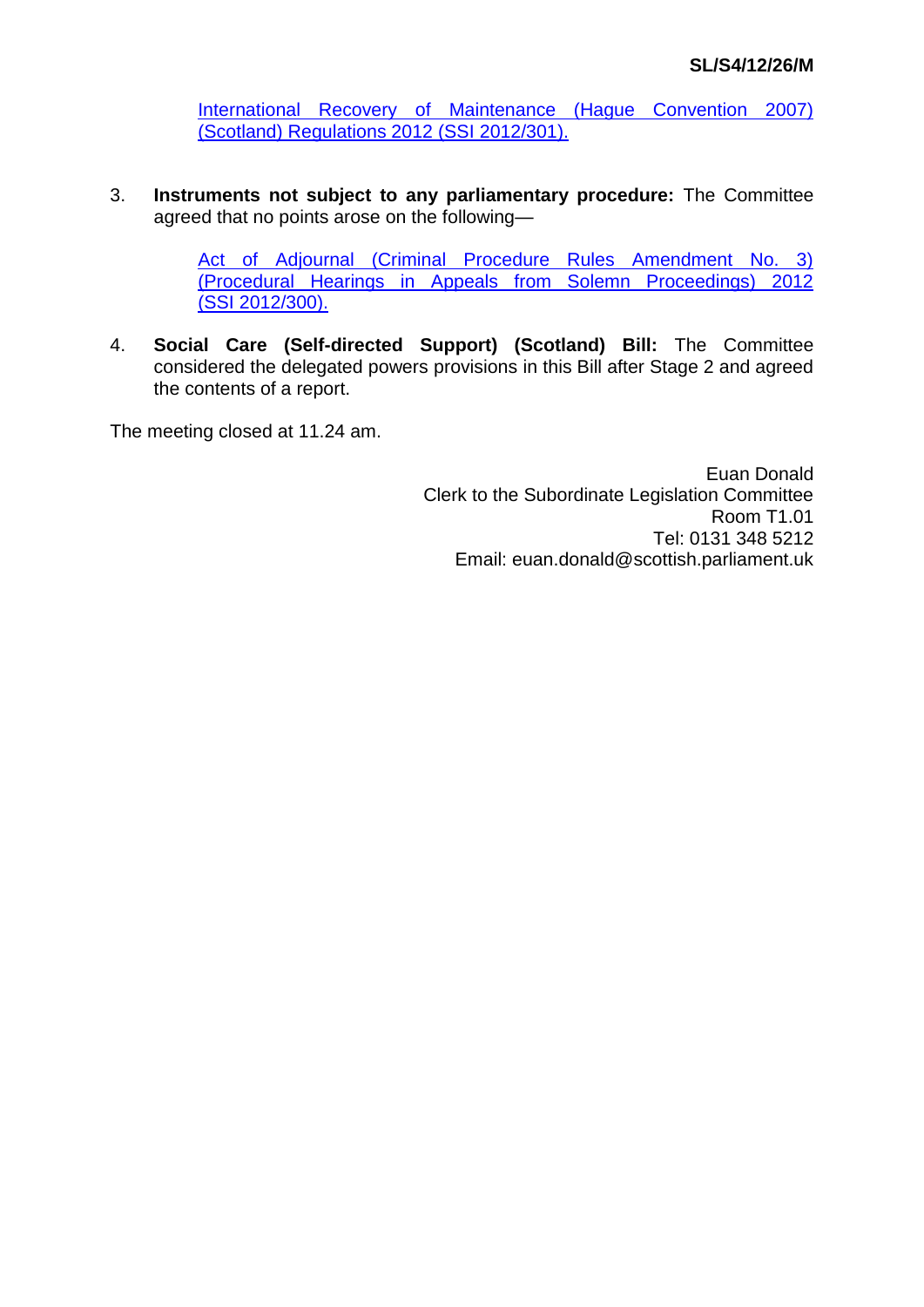International Recovery of Maintenance (Hague Convention 2007) (Scotland) Regulations 2012 (SSI 2012/301).

3. **Instruments not subject to any parliamentary procedure:** The Committee agreed that no points arose on the following—

   Act of Adjournal (Criminal Procedure Rules Amendment No. 3) (Procedural Hearings in Appeals from Solemn Proceedings) 2012 (SSI 2012/300).

4. **Social Care (Self-directed Support) (Scotland) Bill:** The Committee considered the delegated powers provisions in this Bill after Stage 2 and agreed the contents of a report.

The meeting closed at 11.24 am.

Euan Donald
Clerk to the Subordinate Legislation Committee
Room T1.01
Tel: 0131 348 5212
Email: euan.donald@scottish.parliament.uk